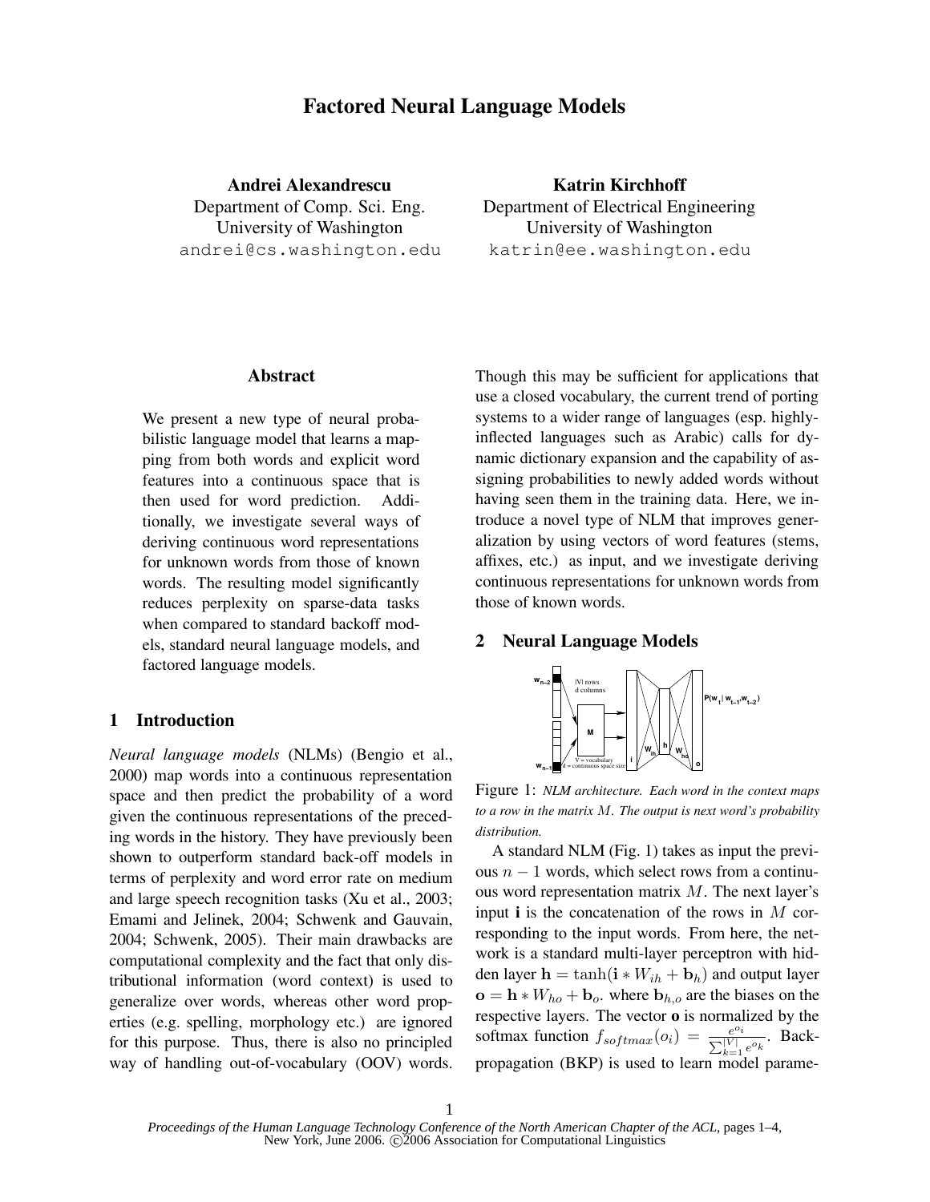# Factored Neural Language Models

**Andrei Alexandrescu**
Department of Comp. Sci. Eng.
University of Washington
andrei@cs.washington.edu

**Katrin Kirchhoff**
Department of Electrical Engineering
University of Washington
katrin@ee.washington.edu

## Abstract

We present a new type of neural probabilistic language model that learns a mapping from both words and explicit word features into a continuous space that is then used for word prediction. Additionally, we investigate several ways of deriving continuous word representations for unknown words from those of known words. The resulting model significantly reduces perplexity on sparse-data tasks when compared to standard backoff models, standard neural language models, and factored language models.

## 1 Introduction

*Neural language models* (NLMs) (Bengio et al., 2000) map words into a continuous representation space and then predict the probability of a word given the continuous representations of the preceding words in the history. They have previously been shown to outperform standard back-off models in terms of perplexity and word error rate on medium and large speech recognition tasks (Xu et al., 2003; Emami and Jelinek, 2004; Schwenk and Gauvain, 2004; Schwenk, 2005). Their main drawbacks are computational complexity and the fact that only distributional information (word context) is used to generalize over words, whereas other word properties (e.g. spelling, morphology etc.) are ignored for this purpose. Thus, there is also no principled way of handling out-of-vocabulary (OOV) words. Though this may be sufficient for applications that use a closed vocabulary, the current trend of porting systems to a wider range of languages (esp. highly-inflected languages such as Arabic) calls for dynamic dictionary expansion and the capability of assigning probabilities to newly added words without having seen them in the training data. Here, we introduce a novel type of NLM that improves generalization by using vectors of word features (stems, affixes, etc.) as input, and we investigate deriving continuous representations for unknown words from those of known words.

## 2 Neural Language Models

Figure 1: *NLM architecture. Each word in the context maps to a row in the matrix $M$. The output is next word's probability distribution.*

A standard NLM (Fig. 1) takes as input the previous $n-1$ words, which select rows from a continuous word representation matrix $M$. The next layer's input $\mathbf{i}$ is the concatenation of the rows in $M$ corresponding to the input words. From here, the network is a standard multi-layer perceptron with hidden layer $\mathbf{h} = \tanh(\mathbf{i} * W_{ih} + \mathbf{b}_h)$ and output layer $\mathbf{o} = \mathbf{h} * W_{ho} + \mathbf{b}_o$. where $\mathbf{b}_{h,o}$ are the biases on the respective layers. The vector $\mathbf{o}$ is normalized by the softmax function $f_{softmax}(o_i) = \frac{e^{o_i}}{\sum_{k=1}^{|V|} e^{o_k}}$. Backpropagation (BKP) is used to learn model parame-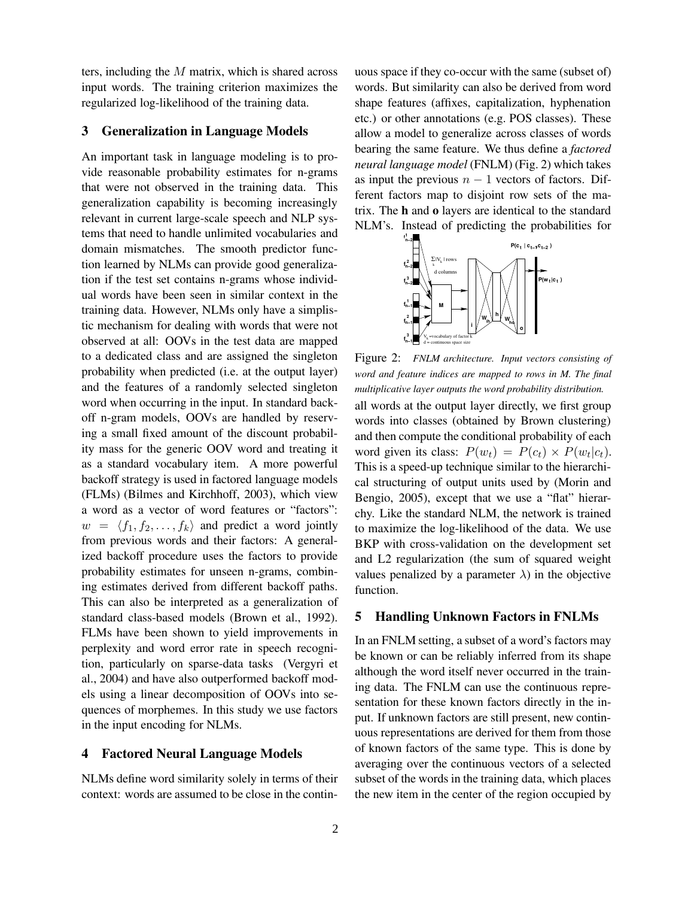ters, including the $M$ matrix, which is shared across input words. The training criterion maximizes the regularized log-likelihood of the training data.

## 3 Generalization in Language Models

An important task in language modeling is to provide reasonable probability estimates for n-grams that were not observed in the training data. This generalization capability is becoming increasingly relevant in current large-scale speech and NLP systems that need to handle unlimited vocabularies and domain mismatches. The smooth predictor function learned by NLMs can provide good generalization if the test set contains n-grams whose individual words have been seen in similar context in the training data. However, NLMs only have a simplistic mechanism for dealing with words that were not observed at all: OOVs in the test data are mapped to a dedicated class and are assigned the singleton probability when predicted (i.e. at the output layer) and the features of a randomly selected singleton word when occurring in the input. In standard backoff n-gram models, OOVs are handled by reserving a small fixed amount of the discount probability mass for the generic OOV word and treating it as a standard vocabulary item. A more powerful backoff strategy is used in factored language models (FLMs) (Bilmes and Kirchhoff, 2003), which view a word as a vector of word features or "factors": $w = \langle f_1, f_2, \ldots, f_k \rangle$ and predict a word jointly from previous words and their factors: A generalized backoff procedure uses the factors to provide probability estimates for unseen n-grams, combining estimates derived from different backoff paths. This can also be interpreted as a generalization of standard class-based models (Brown et al., 1992). FLMs have been shown to yield improvements in perplexity and word error rate in speech recognition, particularly on sparse-data tasks (Vergyri et al., 2004) and have also outperformed backoff models using a linear decomposition of OOVs into sequences of morphemes. In this study we use factors in the input encoding for NLMs.

## 4 Factored Neural Language Models

NLMs define word similarity solely in terms of their context: words are assumed to be close in the continuous space if they co-occur with the same (subset of) words. But similarity can also be derived from word shape features (affixes, capitalization, hyphenation etc.) or other annotations (e.g. POS classes). These allow a model to generalize across classes of words bearing the same feature. We thus define a *factored neural language model* (FNLM) (Fig. 2) which takes as input the previous $n-1$ vectors of factors. Different factors map to disjoint row sets of the matrix. The **h** and **o** layers are identical to the standard NLM's. Instead of predicting the probabilities for all words at the output layer directly, we first group words into classes (obtained by Brown clustering) and then compute the conditional probability of each word given its class: $P(w_t) = P(c_t) \times P(w_t|c_t)$. This is a speed-up technique similar to the hierarchical structuring of output units used by (Morin and Bengio, 2005), except that we use a "flat" hierarchy. Like the standard NLM, the network is trained to maximize the log-likelihood of the data. We use BKP with cross-validation on the development set and L2 regularization (the sum of squared weight values penalized by a parameter $\lambda$) in the objective function.

Figure 2: *FNLM architecture. Input vectors consisting of word and feature indices are mapped to rows in M. The final multiplicative layer outputs the word probability distribution.*

## 5 Handling Unknown Factors in FNLMs

In an FNLM setting, a subset of a word's factors may be known or can be reliably inferred from its shape although the word itself never occurred in the training data. The FNLM can use the continuous representation for these known factors directly in the input. If unknown factors are still present, new continuous representations are derived for them from those of known factors of the same type. This is done by averaging over the continuous vectors of a selected subset of the words in the training data, which places the new item in the center of the region occupied by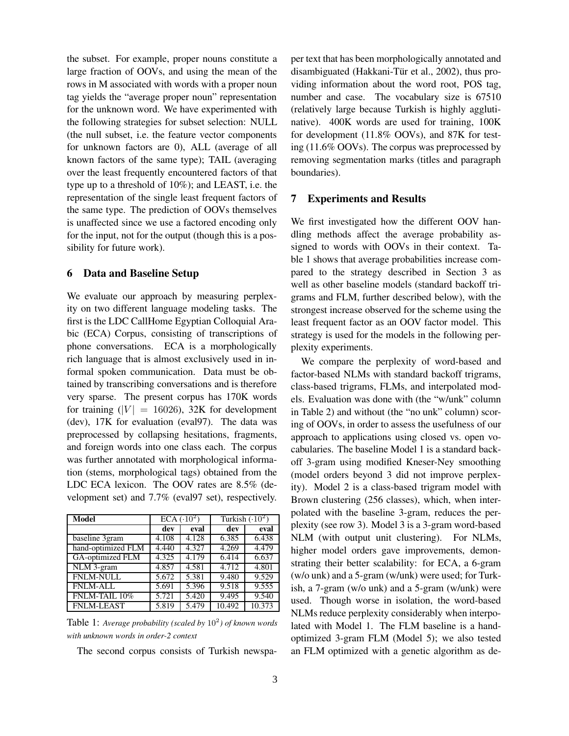the subset. For example, proper nouns constitute a large fraction of OOVs, and using the mean of the rows in M associated with words with a proper noun tag yields the "average proper noun" representation for the unknown word. We have experimented with the following strategies for subset selection: NULL (the null subset, i.e. the feature vector components for unknown factors are 0), ALL (average of all known factors of the same type); TAIL (averaging over the least frequently encountered factors of that type up to a threshold of 10%); and LEAST, i.e. the representation of the single least frequent factors of the same type. The prediction of OOVs themselves is unaffected since we use a factored encoding only for the input, not for the output (though this is a possibility for future work).

## 6 Data and Baseline Setup

We evaluate our approach by measuring perplexity on two different language modeling tasks. The first is the LDC CallHome Egyptian Colloquial Arabic (ECA) Corpus, consisting of transcriptions of phone conversations. ECA is a morphologically rich language that is almost exclusively used in informal spoken communication. Data must be obtained by transcribing conversations and is therefore very sparse. The present corpus has 170K words for training ($|V| = 16026$), 32K for development (dev), 17K for evaluation (eval97). The data was preprocessed by collapsing hesitations, fragments, and foreign words into one class each. The corpus was further annotated with morphological information (stems, morphological tags) obtained from the LDC ECA lexicon. The OOV rates are 8.5% (development set) and 7.7% (eval97 set), respectively.

| Model | ECA ($\cdot 10^2$) | | Turkish ($\cdot 10^2$) | |
|---|---|---|---|---|
| | **dev** | **eval** | **dev** | **eval** |
| baseline 3gram | 4.108 | 4.128 | 6.385 | 6.438 |
| hand-optimized FLM | 4.440 | 4.327 | 4.269 | 4.479 |
| GA-optimized FLM | 4.325 | 4.179 | 6.414 | 6.637 |
| NLM 3-gram | 4.857 | 4.581 | 4.712 | 4.801 |
| FNLM-NULL | 5.672 | 5.381 | 9.480 | 9.529 |
| FNLM-ALL | 5.691 | 5.396 | 9.518 | 9.555 |
| FNLM-TAIL 10% | 5.721 | 5.420 | 9.495 | 9.540 |
| FNLM-LEAST | 5.819 | 5.479 | 10.492 | 10.373 |

Table 1: *Average probability (scaled by $10^2$) of known words with unknown words in order-2 context*

The second corpus consists of Turkish newspaper text that has been morphologically annotated and disambiguated (Hakkani-Tür et al., 2002), thus providing information about the word root, POS tag, number and case. The vocabulary size is 67510 (relatively large because Turkish is highly agglutinative). 400K words are used for training, 100K for development (11.8% OOVs), and 87K for testing (11.6% OOVs). The corpus was preprocessed by removing segmentation marks (titles and paragraph boundaries).

## 7 Experiments and Results

We first investigated how the different OOV handling methods affect the average probability assigned to words with OOVs in their context. Table 1 shows that average probabilities increase compared to the strategy described in Section 3 as well as other baseline models (standard backoff trigrams and FLM, further described below), with the strongest increase observed for the scheme using the least frequent factor as an OOV factor model. This strategy is used for the models in the following perplexity experiments.

We compare the perplexity of word-based and factor-based NLMs with standard backoff trigrams, class-based trigrams, FLMs, and interpolated models. Evaluation was done with (the "w/unk" column in Table 2) and without (the "no unk" column) scoring of OOVs, in order to assess the usefulness of our approach to applications using closed vs. open vocabularies. The baseline Model 1 is a standard backoff 3-gram using modified Kneser-Ney smoothing (model orders beyond 3 did not improve perplexity). Model 2 is a class-based trigram model with Brown clustering (256 classes), which, when interpolated with the baseline 3-gram, reduces the perplexity (see row 3). Model 3 is a 3-gram word-based NLM (with output unit clustering). For NLMs, higher model orders gave improvements, demonstrating their better scalability: for ECA, a 6-gram (w/o unk) and a 5-gram (w/unk) were used; for Turkish, a 7-gram (w/o unk) and a 5-gram (w/unk) were used. Though worse in isolation, the word-based NLMs reduce perplexity considerably when interpolated with Model 1. The FLM baseline is a hand-optimized 3-gram FLM (Model 5); we also tested an FLM optimized with a genetic algorithm as de-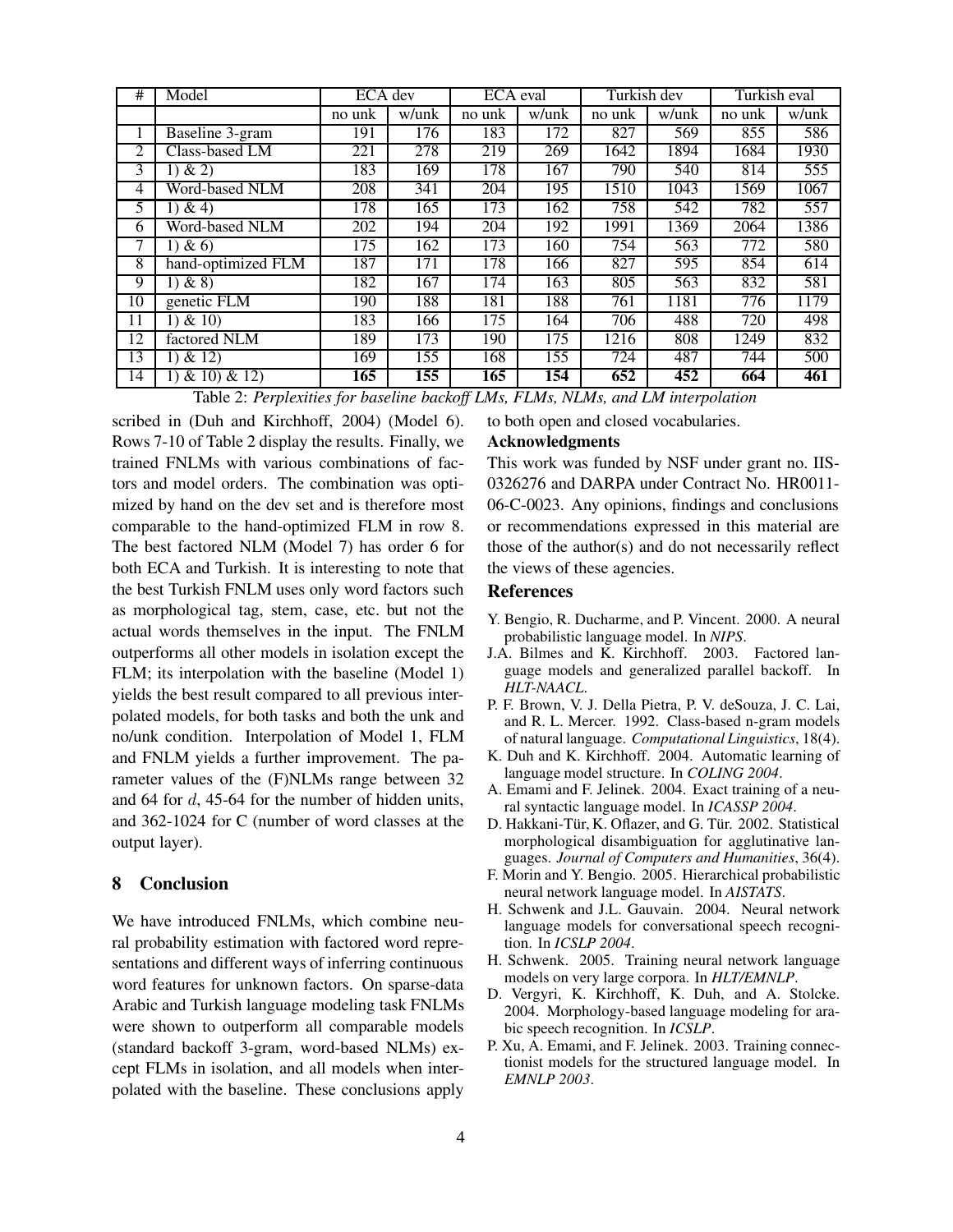| # | Model | ECA dev | | ECA eval | | Turkish dev | | Turkish eval | |
|---|---|---|---|---|---|---|---|---|---|
| | | no unk | w/unk | no unk | w/unk | no unk | w/unk | no unk | w/unk |
| 1 | Baseline 3-gram | 191 | 176 | 183 | 172 | 827 | 569 | 855 | 586 |
| 2 | Class-based LM | 221 | 278 | 219 | 269 | 1642 | 1894 | 1684 | 1930 |
| 3 | 1) & 2) | 183 | 169 | 178 | 167 | 790 | 540 | 814 | 555 |
| 4 | Word-based NLM | 208 | 341 | 204 | 195 | 1510 | 1043 | 1569 | 1067 |
| 5 | 1) & 4) | 178 | 165 | 173 | 162 | 758 | 542 | 782 | 557 |
| 6 | Word-based NLM | 202 | 194 | 204 | 192 | 1991 | 1369 | 2064 | 1386 |
| 7 | 1) & 6) | 175 | 162 | 173 | 160 | 754 | 563 | 772 | 580 |
| 8 | hand-optimized FLM | 187 | 171 | 178 | 166 | 827 | 595 | 854 | 614 |
| 9 | 1) & 8) | 182 | 167 | 174 | 163 | 805 | 563 | 832 | 581 |
| 10 | genetic FLM | 190 | 188 | 181 | 188 | 761 | 1181 | 776 | 1179 |
| 11 | 1) & 10) | 183 | 166 | 175 | 164 | 706 | 488 | 720 | 498 |
| 12 | factored NLM | 189 | 173 | 190 | 175 | 1216 | 808 | 1249 | 832 |
| 13 | 1) & 12) | 169 | 155 | 168 | 155 | 724 | 487 | 744 | 500 |
| 14 | 1) & 10) & 12) | **165** | **155** | **165** | **154** | **652** | **452** | **664** | **461** |

Table 2: *Perplexities for baseline backoff LMs, FLMs, NLMs, and LM interpolation*

scribed in (Duh and Kirchhoff, 2004) (Model 6). Rows 7-10 of Table 2 display the results. Finally, we trained FNLMs with various combinations of factors and model orders. The combination was optimized by hand on the dev set and is therefore most comparable to the hand-optimized FLM in row 8. The best factored NLM (Model 7) has order 6 for both ECA and Turkish. It is interesting to note that the best Turkish FNLM uses only word factors such as morphological tag, stem, case, etc. but not the actual words themselves in the input. The FNLM outperforms all other models in isolation except the FLM; its interpolation with the baseline (Model 1) yields the best result compared to all previous interpolated models, for both tasks and both the unk and no/unk condition. Interpolation of Model 1, FLM and FNLM yields a further improvement. The parameter values of the (F)NLMs range between 32 and 64 for $d$, 45-64 for the number of hidden units, and 362-1024 for C (number of word classes at the output layer).

## 8 Conclusion

We have introduced FNLMs, which combine neural probability estimation with factored word representations and different ways of inferring continuous word features for unknown factors. On sparse-data Arabic and Turkish language modeling task FNLMs were shown to outperform all comparable models (standard backoff 3-gram, word-based NLMs) except FLMs in isolation, and all models when interpolated with the baseline. These conclusions apply to both open and closed vocabularies.

### Acknowledgments

This work was funded by NSF under grant no. IIS-0326276 and DARPA under Contract No. HR0011-06-C-0023. Any opinions, findings and conclusions or recommendations expressed in this material are those of the author(s) and do not necessarily reflect the views of these agencies.

## References

Y. Bengio, R. Ducharme, and P. Vincent. 2000. A neural probabilistic language model. In *NIPS*.

J.A. Bilmes and K. Kirchhoff. 2003. Factored language models and generalized parallel backoff. In *HLT-NAACL*.

P. F. Brown, V. J. Della Pietra, P. V. deSouza, J. C. Lai, and R. L. Mercer. 1992. Class-based n-gram models of natural language. *Computational Linguistics*, 18(4).

K. Duh and K. Kirchhoff. 2004. Automatic learning of language model structure. In *COLING 2004*.

A. Emami and F. Jelinek. 2004. Exact training of a neural syntactic language model. In *ICASSP 2004*.

D. Hakkani-Tür, K. Oflazer, and G. Tür. 2002. Statistical morphological disambiguation for agglutinative languages. *Journal of Computers and Humanities*, 36(4).

F. Morin and Y. Bengio. 2005. Hierarchical probabilistic neural network language model. In *AISTATS*.

H. Schwenk and J.L. Gauvain. 2004. Neural network language models for conversational speech recognition. In *ICSLP 2004*.

H. Schwenk. 2005. Training neural network language models on very large corpora. In *HLT/EMNLP*.

D. Vergyri, K. Kirchhoff, K. Duh, and A. Stolcke. 2004. Morphology-based language modeling for arabic speech recognition. In *ICSLP*.

P. Xu, A. Emami, and F. Jelinek. 2003. Training connectionist models for the structured language model. In *EMNLP 2003*.